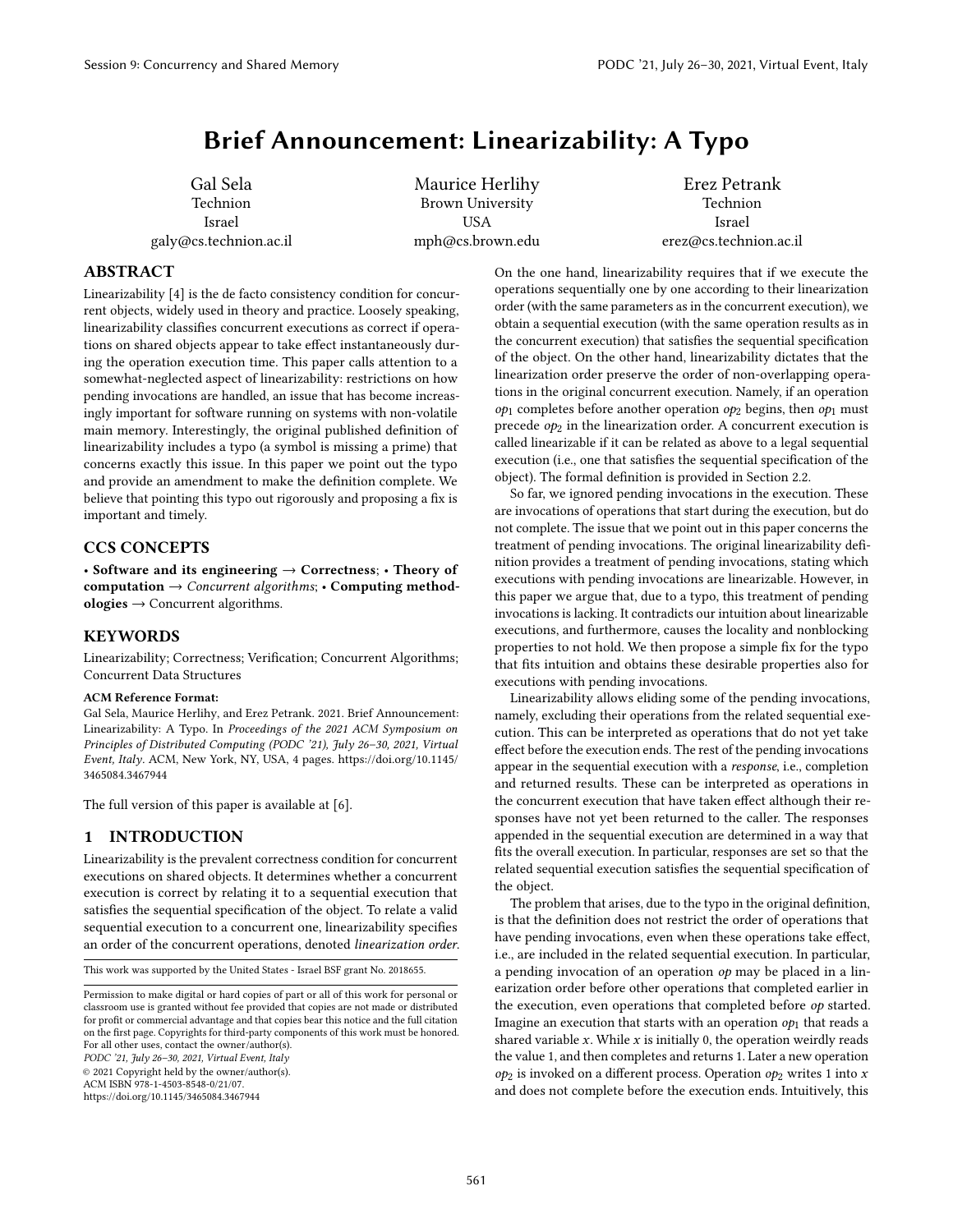# Brief Announcement: Linearizability: A Typo

Gal Sela
Technion
Israel
galy@cs.technion.ac.il

Maurice Herlihy
Brown University
USA
mph@cs.brown.edu

Erez Petrank
Technion
Israel
erez@cs.technion.ac.il

## ABSTRACT

Linearizability [4] is the de facto consistency condition for concurrent objects, widely used in theory and practice. Loosely speaking, linearizability classifies concurrent executions as correct if operations on shared objects appear to take effect instantaneously during the operation execution time. This paper calls attention to a somewhat-neglected aspect of linearizability: restrictions on how pending invocations are handled, an issue that has become increasingly important for software running on systems with non-volatile main memory. Interestingly, the original published definition of linearizability includes a typo (a symbol is missing a prime) that concerns exactly this issue. In this paper we point out the typo and provide an amendment to make the definition complete. We believe that pointing this typo out rigorously and proposing a fix is important and timely.

## CCS CONCEPTS

• **Software and its engineering** → **Correctness**; • **Theory of computation** → *Concurrent algorithms*; • **Computing methodologies** → Concurrent algorithms.

## KEYWORDS

Linearizability; Correctness; Verification; Concurrent Algorithms; Concurrent Data Structures

**ACM Reference Format:**
Gal Sela, Maurice Herlihy, and Erez Petrank. 2021. Brief Announcement: Linearizability: A Typo. In *Proceedings of the 2021 ACM Symposium on Principles of Distributed Computing (PODC '21), July 26–30, 2021, Virtual Event, Italy*. ACM, New York, NY, USA, 4 pages. https://doi.org/10.1145/3465084.3467944

The full version of this paper is available at [6].

## 1 INTRODUCTION

Linearizability is the prevalent correctness condition for concurrent executions on shared objects. It determines whether a concurrent execution is correct by relating it to a sequential execution that satisfies the sequential specification of the object. To relate a valid sequential execution to a concurrent one, linearizability specifies an order of the concurrent operations, denoted *linearization order*. On the one hand, linearizability requires that if we execute the operations sequentially one by one according to their linearization order (with the same parameters as in the concurrent execution), we obtain a sequential execution (with the same operation results as in the concurrent execution) that satisfies the sequential specification of the object. On the other hand, linearizability dictates that the linearization order preserve the order of non-overlapping operations in the original concurrent execution. Namely, if an operation $op_1$ completes before another operation $op_2$ begins, then $op_1$ must precede $op_2$ in the linearization order. A concurrent execution is called linearizable if it can be related as above to a legal sequential execution (i.e., one that satisfies the sequential specification of the object). The formal definition is provided in Section 2.2.

So far, we ignored pending invocations in the execution. These are invocations of operations that start during the execution, but do not complete. The issue that we point out in this paper concerns the treatment of pending invocations. The original linearizability definition provides a treatment of pending invocations, stating which executions with pending invocations are linearizable. However, in this paper we argue that, due to a typo, this treatment of pending invocations is lacking. It contradicts our intuition about linearizable executions, and furthermore, causes the locality and nonblocking properties to not hold. We then propose a simple fix for the typo that fits intuition and obtains these desirable properties also for executions with pending invocations.

Linearizability allows eliding some of the pending invocations, namely, excluding their operations from the related sequential execution. This can be interpreted as operations that do not yet take effect before the execution ends. The rest of the pending invocations appear in the sequential execution with a *response*, i.e., completion and returned results. These can be interpreted as operations in the concurrent execution that have taken effect although their responses have not yet been returned to the caller. The responses appended in the sequential execution are determined in a way that fits the overall execution. In particular, responses are set so that the related sequential execution satisfies the sequential specification of the object.

The problem that arises, due to the typo in the original definition, is that the definition does not restrict the order of operations that have pending invocations, even when these operations take effect, i.e., are included in the related sequential execution. In particular, a pending invocation of an operation $op$ may be placed in a linearization order before other operations that completed earlier in the execution, even operations that completed before $op$ started. Imagine an execution that starts with an operation $op_1$ that reads a shared variable $x$. While $x$ is initially 0, the operation weirdly reads the value 1, and then completes and returns 1. Later a new operation $op_2$ is invoked on a different process. Operation $op_2$ writes 1 into $x$ and does not complete before the execution ends. Intuitively, this

---

This work was supported by the United States - Israel BSF grant No. 2018655.

Permission to make digital or hard copies of part or all of this work for personal or classroom use is granted without fee provided that copies are not made or distributed for profit or commercial advantage and that copies bear this notice and the full citation on the first page. Copyrights for third-party components of this work must be honored. For all other uses, contact the owner/author(s).
*PODC '21, July 26–30, 2021, Virtual Event, Italy*
© 2021 Copyright held by the owner/author(s).
ACM ISBN 978-1-4503-8548-0/21/07.
https://doi.org/10.1145/3465084.3467944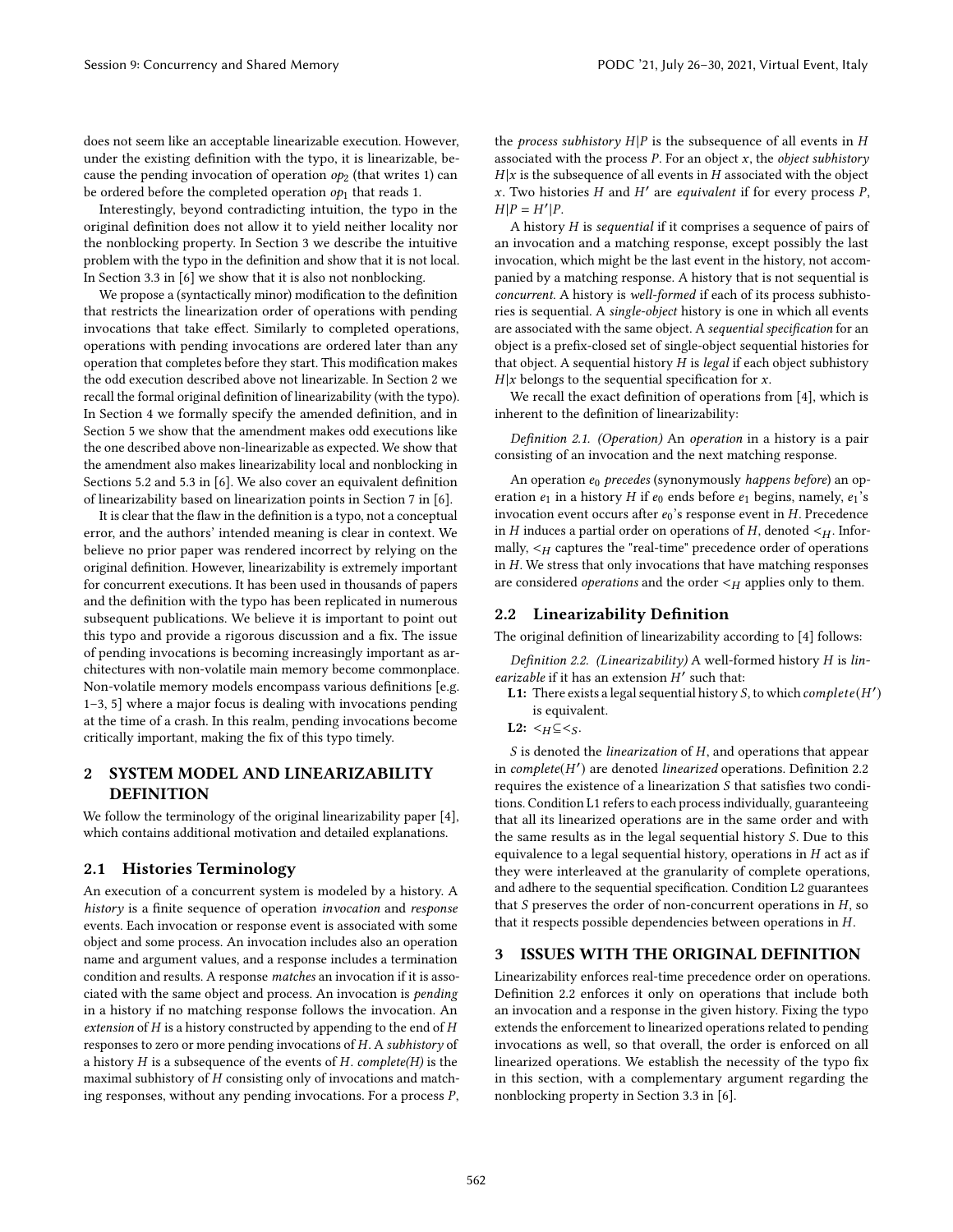does not seem like an acceptable linearizable execution. However, under the existing definition with the typo, it is linearizable, because the pending invocation of operation $op_2$ (that writes 1) can be ordered before the completed operation $op_1$ that reads 1.

Interestingly, beyond contradicting intuition, the typo in the original definition does not allow it to yield neither locality nor the nonblocking property. In Section 3 we describe the intuitive problem with the typo in the definition and show that it is not local. In Section 3.3 in [6] we show that it is also not nonblocking.

We propose a (syntactically minor) modification to the definition that restricts the linearization order of operations with pending invocations that take effect. Similarly to completed operations, operations with pending invocations are ordered later than any operation that completes before they start. This modification makes the odd execution described above not linearizable. In Section 2 we recall the formal original definition of linearizability (with the typo). In Section 4 we formally specify the amended definition, and in Section 5 we show that the amendment makes odd executions like the one described above non-linearizable as expected. We show that the amendment also makes linearizability local and nonblocking in Sections 5.2 and 5.3 in [6]. We also cover an equivalent definition of linearizability based on linearization points in Section 7 in [6].

It is clear that the flaw in the definition is a typo, not a conceptual error, and the authors' intended meaning is clear in context. We believe no prior paper was rendered incorrect by relying on the original definition. However, linearizability is extremely important for concurrent executions. It has been used in thousands of papers and the definition with the typo has been replicated in numerous subsequent publications. We believe it is important to point out this typo and provide a rigorous discussion and a fix. The issue of pending invocations is becoming increasingly important as architectures with non-volatile main memory become commonplace. Non-volatile memory models encompass various definitions [e.g. 1–3, 5] where a major focus is dealing with invocations pending at the time of a crash. In this realm, pending invocations become critically important, making the fix of this typo timely.

## 2 SYSTEM MODEL AND LINEARIZABILITY DEFINITION

We follow the terminology of the original linearizability paper [4], which contains additional motivation and detailed explanations.

### 2.1 Histories Terminology

An execution of a concurrent system is modeled by a history. A *history* is a finite sequence of operation *invocation* and *response* events. Each invocation or response event is associated with some object and some process. An invocation includes also an operation name and argument values, and a response includes a termination condition and results. A response *matches* an invocation if it is associated with the same object and process. An invocation is *pending* in a history if no matching response follows the invocation. An *extension* of $H$ is a history constructed by appending to the end of $H$ responses to zero or more pending invocations of $H$. A *subhistory* of a history $H$ is a subsequence of the events of $H$. *complete(H)* is the maximal subhistory of $H$ consisting only of invocations and matching responses, without any pending invocations. For a process $P$, the *process subhistory* $H|P$ is the subsequence of all events in $H$ associated with the process $P$. For an object $x$, the *object subhistory* $H|x$ is the subsequence of all events in $H$ associated with the object $x$. Two histories $H$ and $H'$ are *equivalent* if for every process $P$, $H|P = H'|P$.

A history $H$ is *sequential* if it comprises a sequence of pairs of an invocation and a matching response, except possibly the last invocation, which might be the last event in the history, not accompanied by a matching response. A history that is not sequential is *concurrent*. A history is *well-formed* if each of its process subhistories is sequential. A *single-object* history is one in which all events are associated with the same object. A *sequential specification* for an object is a prefix-closed set of single-object sequential histories for that object. A sequential history $H$ is *legal* if each object subhistory $H|x$ belongs to the sequential specification for $x$.

We recall the exact definition of operations from [4], which is inherent to the definition of linearizability:

*Definition 2.1. (Operation)* An *operation* in a history is a pair consisting of an invocation and the next matching response.

An operation $e_0$ *precedes* (synonymously *happens before*) an operation $e_1$ in a history $H$ if $e_0$ ends before $e_1$ begins, namely, $e_1$'s invocation event occurs after $e_0$'s response event in $H$. Precedence in $H$ induces a partial order on operations of $H$, denoted $<_H$. Informally, $<_H$ captures the "real-time" precedence order of operations in $H$. We stress that only invocations that have matching responses are considered *operations* and the order $<_H$ applies only to them.

### 2.2 Linearizability Definition

The original definition of linearizability according to [4] follows:

*Definition 2.2. (Linearizability)* A well-formed history $H$ is *linearizable* if it has an extension $H'$ such that:

**L1:** There exists a legal sequential history $S$, to which $complete(H')$ is equivalent.

**L2:** $<_H \subseteq <_S$.

$S$ is denoted the *linearization* of $H$, and operations that appear in $complete(H')$ are denoted *linearized* operations. Definition 2.2 requires the existence of a linearization $S$ that satisfies two conditions. Condition L1 refers to each process individually, guaranteeing that all its linearized operations are in the same order and with the same results as in the legal sequential history $S$. Due to this equivalence to a legal sequential history, operations in $H$ act as if they were interleaved at the granularity of complete operations, and adhere to the sequential specification. Condition L2 guarantees that $S$ preserves the order of non-concurrent operations in $H$, so that it respects possible dependencies between operations in $H$.

## 3 ISSUES WITH THE ORIGINAL DEFINITION

Linearizability enforces real-time precedence order on operations. Definition 2.2 enforces it only on operations that include both an invocation and a response in the given history. Fixing the typo extends the enforcement to linearized operations related to pending invocations as well, so that overall, the order is enforced on all linearized operations. We establish the necessity of the typo fix in this section, with a complementary argument regarding the nonblocking property in Section 3.3 in [6].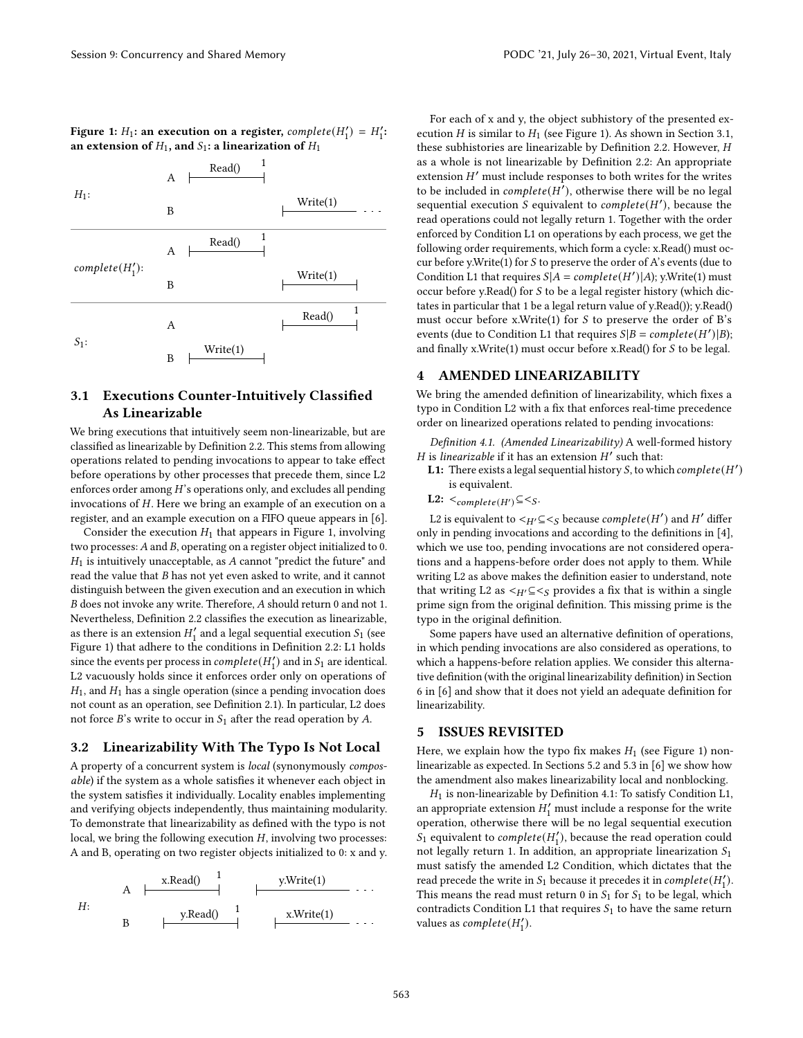**Figure 1: $H_1$: an execution on a register, $complete(H_1') = H_1'$: an extension of $H_1$, and $S_1$: a linearization of $H_1$**

For each of x and y, the object subhistory of the presented execution $H$ is similar to $H_1$ (see Figure 1). As shown in Section 3.1, these subhistories are linearizable by Definition 2.2. However, $H$ as a whole is not linearizable by Definition 2.2: An appropriate extension $H'$ must include responses to both writes for the writes to be included in $complete(H')$, otherwise there will be no legal sequential execution $S$ equivalent to $complete(H')$, because the read operations could not legally return 1. Together with the order enforced by Condition L1 on operations by each process, we get the following order requirements, which form a cycle: x.Read() must occur before y.Write(1) for $S$ to preserve the order of A's events (due to Condition L1 that requires $S|A = complete(H')|A$); y.Write(1) must occur before y.Read() for $S$ to be a legal register history (which dictates in particular that 1 be a legal return value of y.Read()); y.Read() must occur before x.Write(1) for $S$ to preserve the order of B's events (due to Condition L1 that requires $S|B = complete(H')|B$); and finally x.Write(1) must occur before x.Read() for $S$ to be legal.

## 3.1 Executions Counter-Intuitively Classified As Linearizable

We bring executions that intuitively seem non-linearizable, but are classified as linearizable by Definition 2.2. This stems from allowing operations related to pending invocations to appear to take effect before operations by other processes that precede them, since L2 enforces order among $H$'s operations only, and excludes all pending invocations of $H$. Here we bring an example of an execution on a register, and an example execution on a FIFO queue appears in [6].

Consider the execution $H_1$ that appears in Figure 1, involving two processes: $A$ and $B$, operating on a register object initialized to 0. $H_1$ is intuitively unacceptable, as $A$ cannot "predict the future" and read the value that $B$ has not yet even asked to write, and it cannot distinguish between the given execution and an execution in which $B$ does not invoke any write. Therefore, $A$ should return 0 and not 1. Nevertheless, Definition 2.2 classifies the execution as linearizable, as there is an extension $H_1'$ and a legal sequential execution $S_1$ (see Figure 1) that adhere to the conditions in Definition 2.2: L1 holds since the events per process in $complete(H_1')$ and in $S_1$ are identical. L2 vacuously holds since it enforces order only on operations of $H_1$, and $H_1$ has a single operation (since a pending invocation does not count as an operation, see Definition 2.1). In particular, L2 does not force $B$'s write to occur in $S_1$ after the read operation by $A$.

## 3.2 Linearizability With The Typo Is Not Local

A property of a concurrent system is *local* (synonymously *composable*) if the system as a whole satisfies it whenever each object in the system satisfies it individually. Locality enables implementing and verifying objects independently, thus maintaining modularity. To demonstrate that linearizability as defined with the typo is not local, we bring the following execution $H$, involving two processes: A and B, operating on two register objects initialized to 0: x and y.

# 4 AMENDED LINEARIZABILITY

We bring the amended definition of linearizability, which fixes a typo in Condition L2 with a fix that enforces real-time precedence order on linearized operations related to pending invocations:

*Definition 4.1. (Amended Linearizability)* A well-formed history $H$ is *linearizable* if it has an extension $H'$ such that:

**L1:** There exists a legal sequential history $S$, to which $complete(H')$ is equivalent.

**L2:** $<_{complete(H')} \subseteq <_S$.

L2 is equivalent to $<_{H'} \subseteq <_S$ because $complete(H')$ and $H'$ differ only in pending invocations and according to the definitions in [4], which we use too, pending invocations are not considered operations and a happens-before order does not apply to them. While writing L2 as above makes the definition easier to understand, note that writing L2 as $<_{H'} \subseteq <_S$ provides a fix that is within a single prime sign from the original definition. This missing prime is the typo in the original definition.

Some papers have used an alternative definition of operations, in which pending invocations are also considered as operations, to which a happens-before relation applies. We consider this alternative definition (with the original linearizability definition) in Section 6 in [6] and show that it does not yield an adequate definition for linearizability.

# 5 ISSUES REVISITED

Here, we explain how the typo fix makes $H_1$ (see Figure 1) non-linearizable as expected. In Sections 5.2 and 5.3 in [6] we show how the amendment also makes linearizability local and nonblocking.

$H_1$ is non-linearizable by Definition 4.1: To satisfy Condition L1, an appropriate extension $H_1'$ must include a response for the write operation, otherwise there will be no legal sequential execution $S_1$ equivalent to $complete(H_1')$, because the read operation could not legally return 1. In addition, an appropriate linearization $S_1$ must satisfy the amended L2 Condition, which dictates that the read precede the write in $S_1$ because it precedes it in $complete(H_1')$. This means the read must return 0 in $S_1$ for $S_1$ to be legal, which contradicts Condition L1 that requires $S_1$ to have the same return values as $complete(H_1')$.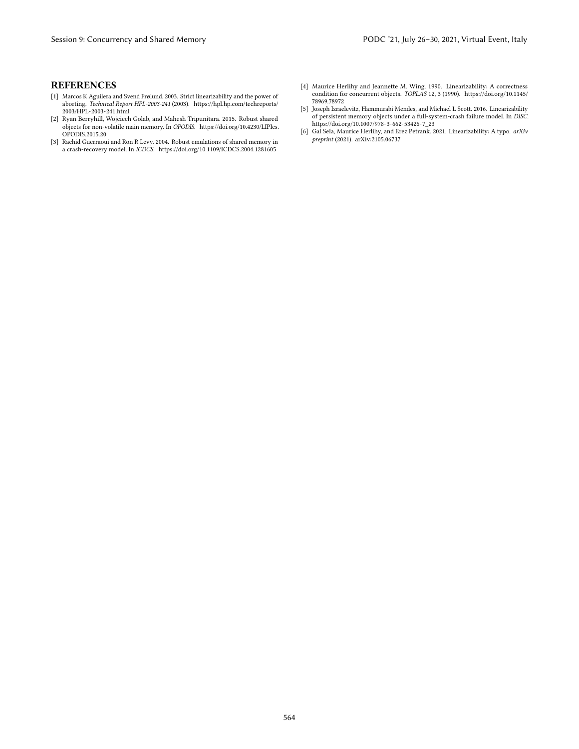## REFERENCES

[1] Marcos K Aguilera and Svend Frølund. 2003. Strict linearizability and the power of aborting. *Technical Report HPL-2003-241* (2003). https://hpl.hp.com/techreports/2003/HPL-2003-241.html

[2] Ryan Berryhill, Wojciech Golab, and Mahesh Tripunitara. 2015. Robust shared objects for non-volatile main memory. In *OPODIS*. https://doi.org/10.4230/LIPIcs.OPODIS.2015.20

[3] Rachid Guerraoui and Ron R Levy. 2004. Robust emulations of shared memory in a crash-recovery model. In *ICDCS*. https://doi.org/10.1109/ICDCS.2004.1281605

[4] Maurice Herlihy and Jeannette M. Wing. 1990. Linearizability: A correctness condition for concurrent objects. *TOPLAS* 12, 3 (1990). https://doi.org/10.1145/78969.78972

[5] Joseph Izraelevitz, Hammurabi Mendes, and Michael L Scott. 2016. Linearizability of persistent memory objects under a full-system-crash failure model. In *DISC*. https://doi.org/10.1007/978-3-662-53426-7_23

[6] Gal Sela, Maurice Herlihy, and Erez Petrank. 2021. Linearizability: A typo. *arXiv preprint* (2021). arXiv:2105.06737